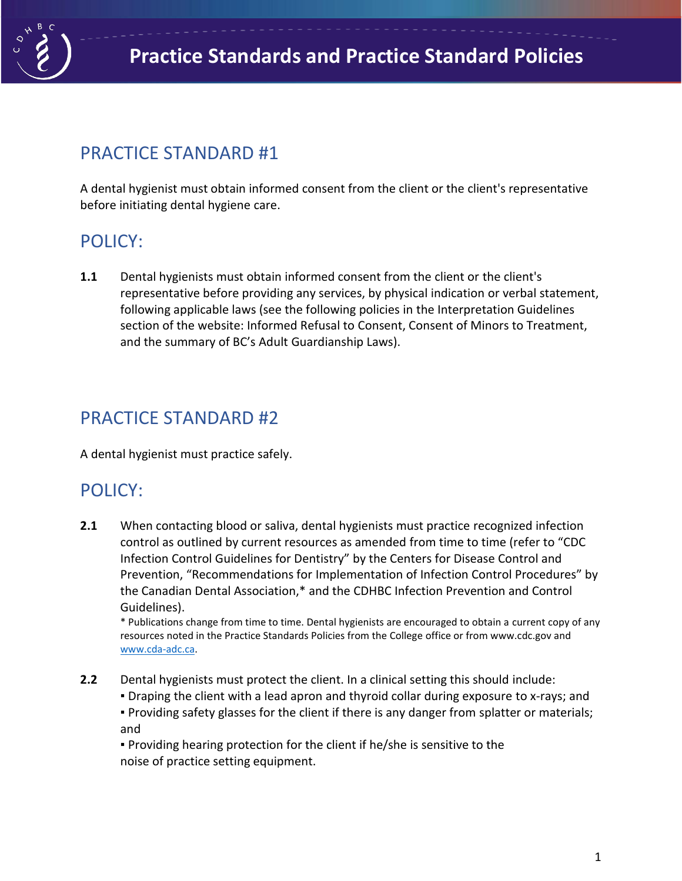# Practice Standards and Practice Standard Policies

## PRACTICE STANDARD #1

A dental hygienist must obtain informed consent from the client or the client's representative before initiating dental hygiene care.

## POLICY:

**1.1** Dental hygienists must obtain informed consent from the client or the client's representative before providing any services, by physical indication or verbal statement, following applicable laws (see the following policies in the Interpretation Guidelines section of the website: Informed Refusal to Consent, Consent of Minors to Treatment, and the summary of BC's Adult Guardianship Laws).

## PRACTICE STANDARD #2

A dental hygienist must practice safely.

## POLICY:

**2.1** When contacting blood or saliva, dental hygienists must practice recognized infection control as outlined by current resources as amended from time to time (refer to "CDC Infection Control Guidelines for Dentistry" by the Centers for Disease Control and Prevention, "Recommendations for Implementation of Infection Control Procedures" by the Canadian Dental Association,* and the CDHBC Infection Prevention and Control Guidelines).

\* Publications change from time to time. Dental hygienists are encouraged to obtain a current copy of any resources noted in the Practice Standards Policies from the College office or from www.cdc.gov and www.cda-adc.ca.

**2.2** Dental hygienists must protect the client. In a clinical setting this should include:

- Draping the client with a lead apron and thyroid collar during exposure to x-rays; and
- Providing safety glasses for the client if there is any danger from splatter or materials; and
- Providing hearing protection for the client if he/she is sensitive to the noise of practice setting equipment.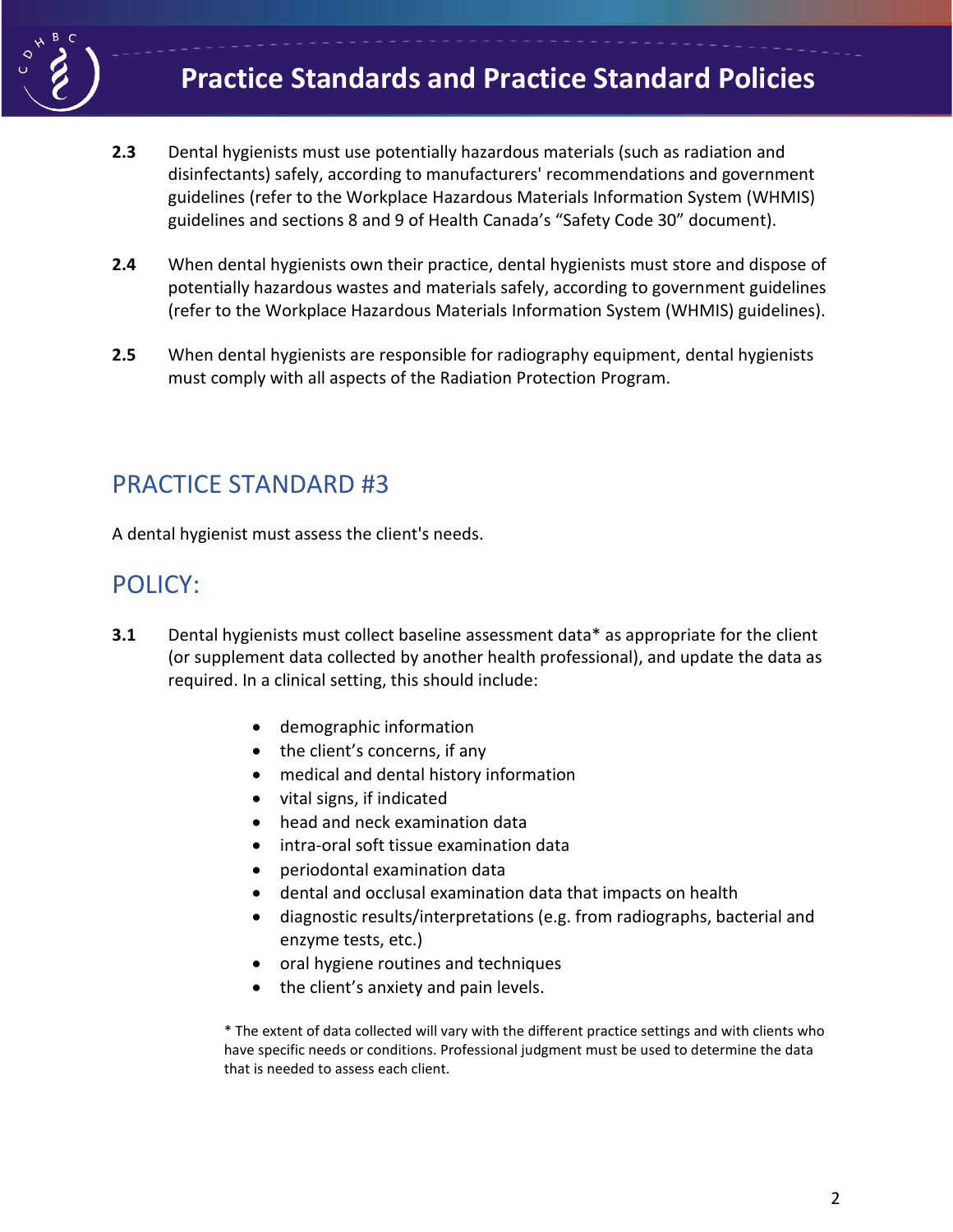**2.3** Dental hygienists must use potentially hazardous materials (such as radiation and disinfectants) safely, according to manufacturers' recommendations and government guidelines (refer to the Workplace Hazardous Materials Information System (WHMIS) guidelines and sections 8 and 9 of Health Canada's "Safety Code 30" document).

**2.4** When dental hygienists own their practice, dental hygienists must store and dispose of potentially hazardous wastes and materials safely, according to government guidelines (refer to the Workplace Hazardous Materials Information System (WHMIS) guidelines).

**2.5** When dental hygienists are responsible for radiography equipment, dental hygienists must comply with all aspects of the Radiation Protection Program.

## PRACTICE STANDARD #3

A dental hygienist must assess the client's needs.

## POLICY:

**3.1** Dental hygienists must collect baseline assessment data* as appropriate for the client (or supplement data collected by another health professional), and update the data as required. In a clinical setting, this should include:

- demographic information
- the client's concerns, if any
- medical and dental history information
- vital signs, if indicated
- head and neck examination data
- intra-oral soft tissue examination data
- periodontal examination data
- dental and occlusal examination data that impacts on health
- diagnostic results/interpretations (e.g. from radiographs, bacterial and enzyme tests, etc.)
- oral hygiene routines and techniques
- the client's anxiety and pain levels.

* The extent of data collected will vary with the different practice settings and with clients who have specific needs or conditions. Professional judgment must be used to determine the data that is needed to assess each client.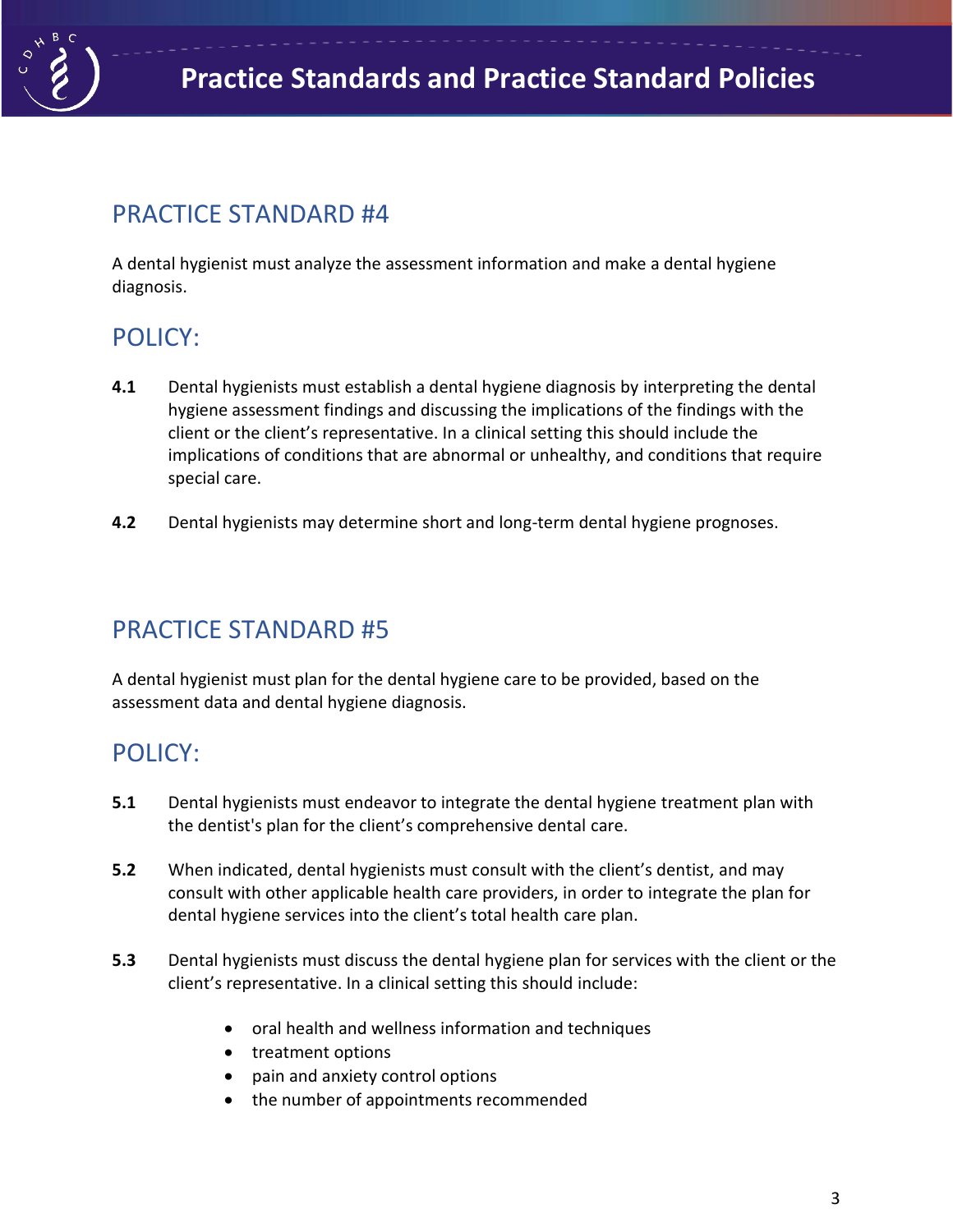## PRACTICE STANDARD #4

A dental hygienist must analyze the assessment information and make a dental hygiene diagnosis.

## POLICY:

**4.1** Dental hygienists must establish a dental hygiene diagnosis by interpreting the dental hygiene assessment findings and discussing the implications of the findings with the client or the client's representative. In a clinical setting this should include the implications of conditions that are abnormal or unhealthy, and conditions that require special care.

**4.2** Dental hygienists may determine short and long-term dental hygiene prognoses.

## PRACTICE STANDARD #5

A dental hygienist must plan for the dental hygiene care to be provided, based on the assessment data and dental hygiene diagnosis.

## POLICY:

**5.1** Dental hygienists must endeavor to integrate the dental hygiene treatment plan with the dentist's plan for the client's comprehensive dental care.

**5.2** When indicated, dental hygienists must consult with the client's dentist, and may consult with other applicable health care providers, in order to integrate the plan for dental hygiene services into the client's total health care plan.

**5.3** Dental hygienists must discuss the dental hygiene plan for services with the client or the client's representative. In a clinical setting this should include:

- oral health and wellness information and techniques
- treatment options
- pain and anxiety control options
- the number of appointments recommended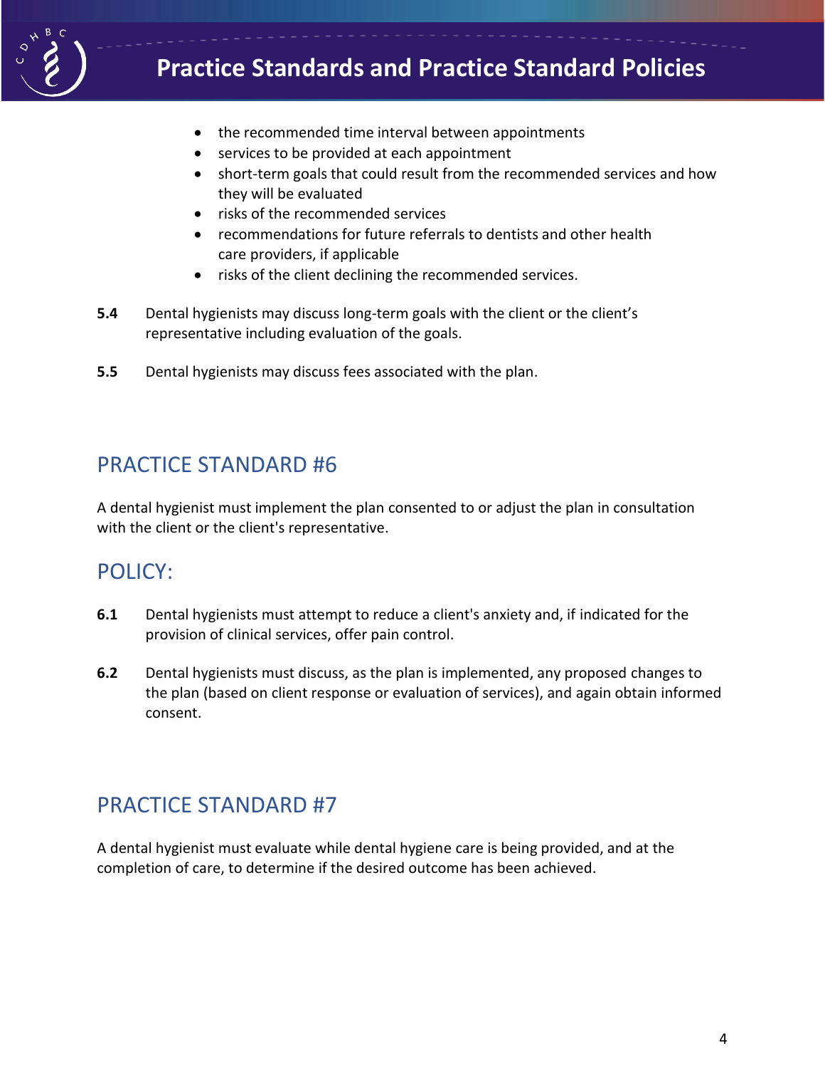- the recommended time interval between appointments
- services to be provided at each appointment
- short-term goals that could result from the recommended services and how they will be evaluated
- risks of the recommended services
- recommendations for future referrals to dentists and other health care providers, if applicable
- risks of the client declining the recommended services.

**5.4** Dental hygienists may discuss long-term goals with the client or the client's representative including evaluation of the goals.

**5.5** Dental hygienists may discuss fees associated with the plan.

## PRACTICE STANDARD #6

A dental hygienist must implement the plan consented to or adjust the plan in consultation with the client or the client's representative.

## POLICY:

**6.1** Dental hygienists must attempt to reduce a client's anxiety and, if indicated for the provision of clinical services, offer pain control.

**6.2** Dental hygienists must discuss, as the plan is implemented, any proposed changes to the plan (based on client response or evaluation of services), and again obtain informed consent.

## PRACTICE STANDARD #7

A dental hygienist must evaluate while dental hygiene care is being provided, and at the completion of care, to determine if the desired outcome has been achieved.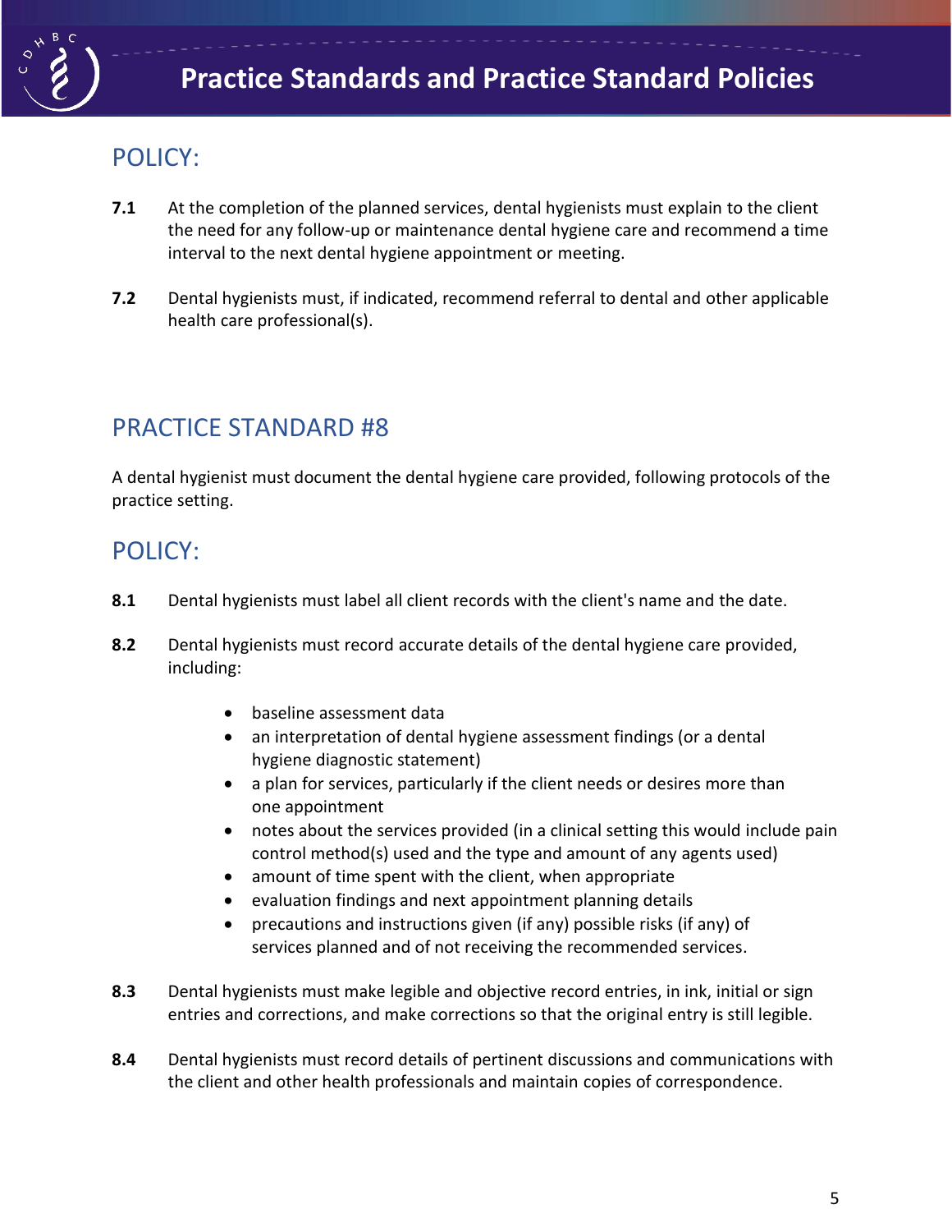## POLICY:

**7.1** At the completion of the planned services, dental hygienists must explain to the client the need for any follow-up or maintenance dental hygiene care and recommend a time interval to the next dental hygiene appointment or meeting.

**7.2** Dental hygienists must, if indicated, recommend referral to dental and other applicable health care professional(s).

## PRACTICE STANDARD #8

A dental hygienist must document the dental hygiene care provided, following protocols of the practice setting.

## POLICY:

**8.1** Dental hygienists must label all client records with the client's name and the date.

**8.2** Dental hygienists must record accurate details of the dental hygiene care provided, including:

- baseline assessment data
- an interpretation of dental hygiene assessment findings (or a dental hygiene diagnostic statement)
- a plan for services, particularly if the client needs or desires more than one appointment
- notes about the services provided (in a clinical setting this would include pain control method(s) used and the type and amount of any agents used)
- amount of time spent with the client, when appropriate
- evaluation findings and next appointment planning details
- precautions and instructions given (if any) possible risks (if any) of services planned and of not receiving the recommended services.

**8.3** Dental hygienists must make legible and objective record entries, in ink, initial or sign entries and corrections, and make corrections so that the original entry is still legible.

**8.4** Dental hygienists must record details of pertinent discussions and communications with the client and other health professionals and maintain copies of correspondence.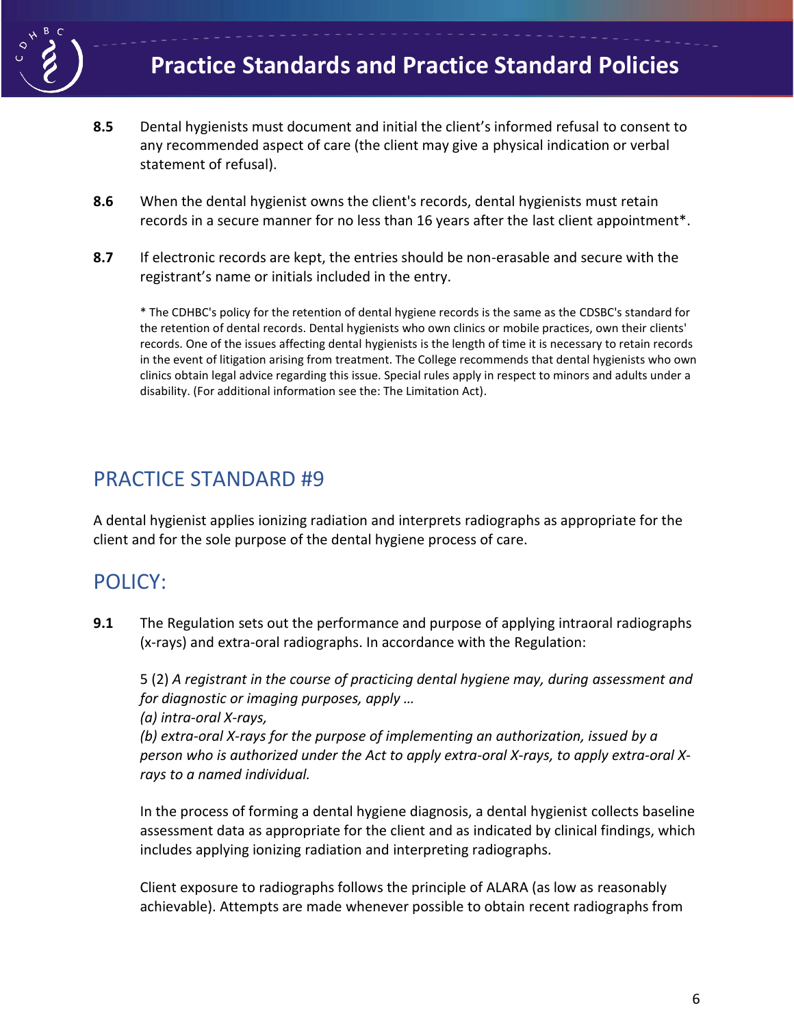**8.5** Dental hygienists must document and initial the client's informed refusal to consent to any recommended aspect of care (the client may give a physical indication or verbal statement of refusal).

**8.6** When the dental hygienist owns the client's records, dental hygienists must retain records in a secure manner for no less than 16 years after the last client appointment*.

**8.7** If electronic records are kept, the entries should be non-erasable and secure with the registrant's name or initials included in the entry.

* The CDHBC's policy for the retention of dental hygiene records is the same as the CDSBC's standard for the retention of dental records. Dental hygienists who own clinics or mobile practices, own their clients' records. One of the issues affecting dental hygienists is the length of time it is necessary to retain records in the event of litigation arising from treatment. The College recommends that dental hygienists who own clinics obtain legal advice regarding this issue. Special rules apply in respect to minors and adults under a disability. (For additional information see the: The Limitation Act).

## PRACTICE STANDARD #9

A dental hygienist applies ionizing radiation and interprets radiographs as appropriate for the client and for the sole purpose of the dental hygiene process of care.

## POLICY:

**9.1** The Regulation sets out the performance and purpose of applying intraoral radiographs (x-rays) and extra-oral radiographs. In accordance with the Regulation:

5 (2) *A registrant in the course of practicing dental hygiene may, during assessment and for diagnostic or imaging purposes, apply …*
*(a) intra-oral X-rays,*
*(b) extra-oral X-rays for the purpose of implementing an authorization, issued by a person who is authorized under the Act to apply extra-oral X-rays, to apply extra-oral X-rays to a named individual.*

In the process of forming a dental hygiene diagnosis, a dental hygienist collects baseline assessment data as appropriate for the client and as indicated by clinical findings, which includes applying ionizing radiation and interpreting radiographs.

Client exposure to radiographs follows the principle of ALARA (as low as reasonably achievable). Attempts are made whenever possible to obtain recent radiographs from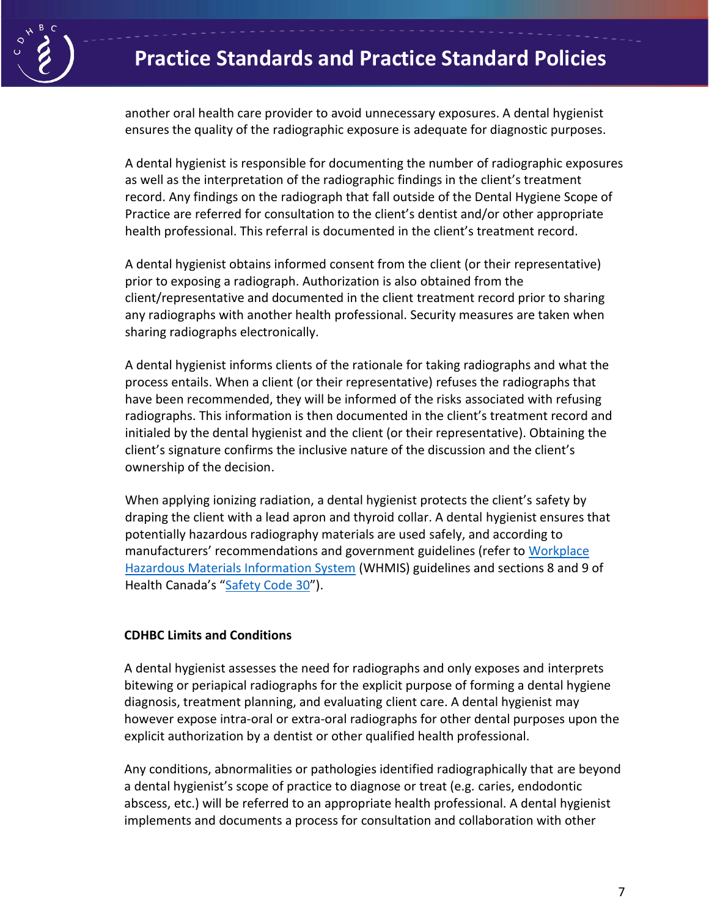another oral health care provider to avoid unnecessary exposures. A dental hygienist ensures the quality of the radiographic exposure is adequate for diagnostic purposes.

A dental hygienist is responsible for documenting the number of radiographic exposures as well as the interpretation of the radiographic findings in the client's treatment record. Any findings on the radiograph that fall outside of the Dental Hygiene Scope of Practice are referred for consultation to the client's dentist and/or other appropriate health professional. This referral is documented in the client's treatment record.

A dental hygienist obtains informed consent from the client (or their representative) prior to exposing a radiograph. Authorization is also obtained from the client/representative and documented in the client treatment record prior to sharing any radiographs with another health professional. Security measures are taken when sharing radiographs electronically.

A dental hygienist informs clients of the rationale for taking radiographs and what the process entails. When a client (or their representative) refuses the radiographs that have been recommended, they will be informed of the risks associated with refusing radiographs. This information is then documented in the client's treatment record and initialed by the dental hygienist and the client (or their representative). Obtaining the client's signature confirms the inclusive nature of the discussion and the client's ownership of the decision.

When applying ionizing radiation, a dental hygienist protects the client's safety by draping the client with a lead apron and thyroid collar. A dental hygienist ensures that potentially hazardous radiography materials are used safely, and according to manufacturers' recommendations and government guidelines (refer to Workplace Hazardous Materials Information System (WHMIS) guidelines and sections 8 and 9 of Health Canada's "Safety Code 30").

**CDHBC Limits and Conditions**

A dental hygienist assesses the need for radiographs and only exposes and interprets bitewing or periapical radiographs for the explicit purpose of forming a dental hygiene diagnosis, treatment planning, and evaluating client care. A dental hygienist may however expose intra-oral or extra-oral radiographs for other dental purposes upon the explicit authorization by a dentist or other qualified health professional.

Any conditions, abnormalities or pathologies identified radiographically that are beyond a dental hygienist's scope of practice to diagnose or treat (e.g. caries, endodontic abscess, etc.) will be referred to an appropriate health professional. A dental hygienist implements and documents a process for consultation and collaboration with other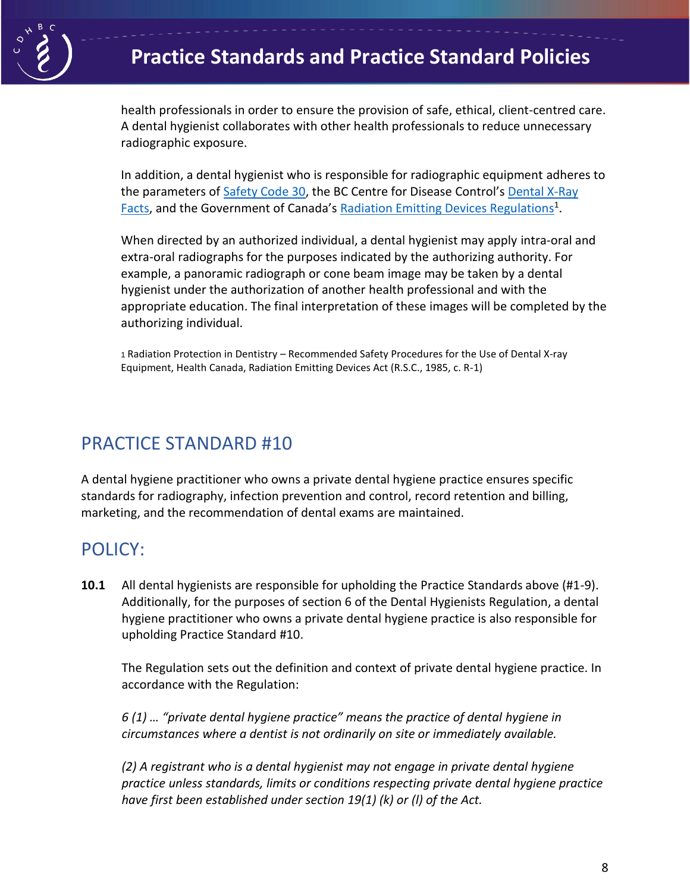health professionals in order to ensure the provision of safe, ethical, client-centred care. A dental hygienist collaborates with other health professionals to reduce unnecessary radiographic exposure.

In addition, a dental hygienist who is responsible for radiographic equipment adheres to the parameters of Safety Code 30, the BC Centre for Disease Control's Dental X-Ray Facts, and the Government of Canada's Radiation Emitting Devices Regulations[1].

When directed by an authorized individual, a dental hygienist may apply intra-oral and extra-oral radiographs for the purposes indicated by the authorizing authority. For example, a panoramic radiograph or cone beam image may be taken by a dental hygienist under the authorization of another health professional and with the appropriate education. The final interpretation of these images will be completed by the authorizing individual.

[1] Radiation Protection in Dentistry – Recommended Safety Procedures for the Use of Dental X-ray Equipment, Health Canada, Radiation Emitting Devices Act (R.S.C., 1985, c. R-1)

## PRACTICE STANDARD #10

A dental hygiene practitioner who owns a private dental hygiene practice ensures specific standards for radiography, infection prevention and control, record retention and billing, marketing, and the recommendation of dental exams are maintained.

## POLICY:

**10.1** All dental hygienists are responsible for upholding the Practice Standards above (#1-9). Additionally, for the purposes of section 6 of the Dental Hygienists Regulation, a dental hygiene practitioner who owns a private dental hygiene practice is also responsible for upholding Practice Standard #10.

The Regulation sets out the definition and context of private dental hygiene practice. In accordance with the Regulation:

*6 (1) … "private dental hygiene practice" means the practice of dental hygiene in circumstances where a dentist is not ordinarily on site or immediately available.*

*(2) A registrant who is a dental hygienist may not engage in private dental hygiene practice unless standards, limits or conditions respecting private dental hygiene practice have first been established under section 19(1) (k) or (l) of the Act.*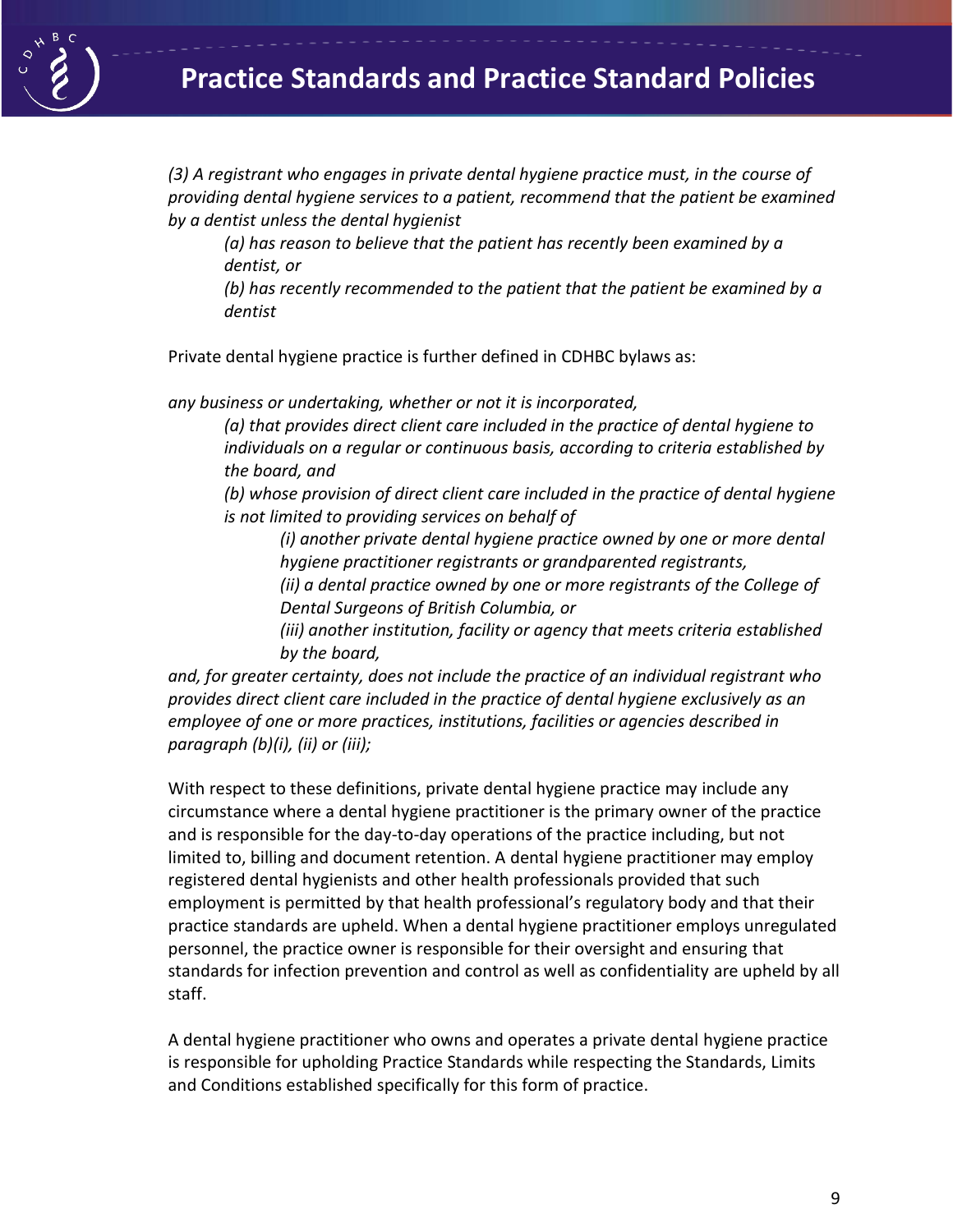*(3) A registrant who engages in private dental hygiene practice must, in the course of providing dental hygiene services to a patient, recommend that the patient be examined by a dentist unless the dental hygienist*

> *(a) has reason to believe that the patient has recently been examined by a dentist, or*
>
> *(b) has recently recommended to the patient that the patient be examined by a dentist*

Private dental hygiene practice is further defined in CDHBC bylaws as:

*any business or undertaking, whether or not it is incorporated,*

> *(a) that provides direct client care included in the practice of dental hygiene to individuals on a regular or continuous basis, according to criteria established by the board, and*
>
> *(b) whose provision of direct client care included in the practice of dental hygiene is not limited to providing services on behalf of*
>
> > *(i) another private dental hygiene practice owned by one or more dental hygiene practitioner registrants or grandparented registrants,*
> >
> > *(ii) a dental practice owned by one or more registrants of the College of Dental Surgeons of British Columbia, or*
> >
> > *(iii) another institution, facility or agency that meets criteria established by the board,*

*and, for greater certainty, does not include the practice of an individual registrant who provides direct client care included in the practice of dental hygiene exclusively as an employee of one or more practices, institutions, facilities or agencies described in paragraph (b)(i), (ii) or (iii);*

With respect to these definitions, private dental hygiene practice may include any circumstance where a dental hygiene practitioner is the primary owner of the practice and is responsible for the day-to-day operations of the practice including, but not limited to, billing and document retention. A dental hygiene practitioner may employ registered dental hygienists and other health professionals provided that such employment is permitted by that health professional's regulatory body and that their practice standards are upheld. When a dental hygiene practitioner employs unregulated personnel, the practice owner is responsible for their oversight and ensuring that standards for infection prevention and control as well as confidentiality are upheld by all staff.

A dental hygiene practitioner who owns and operates a private dental hygiene practice is responsible for upholding Practice Standards while respecting the Standards, Limits and Conditions established specifically for this form of practice.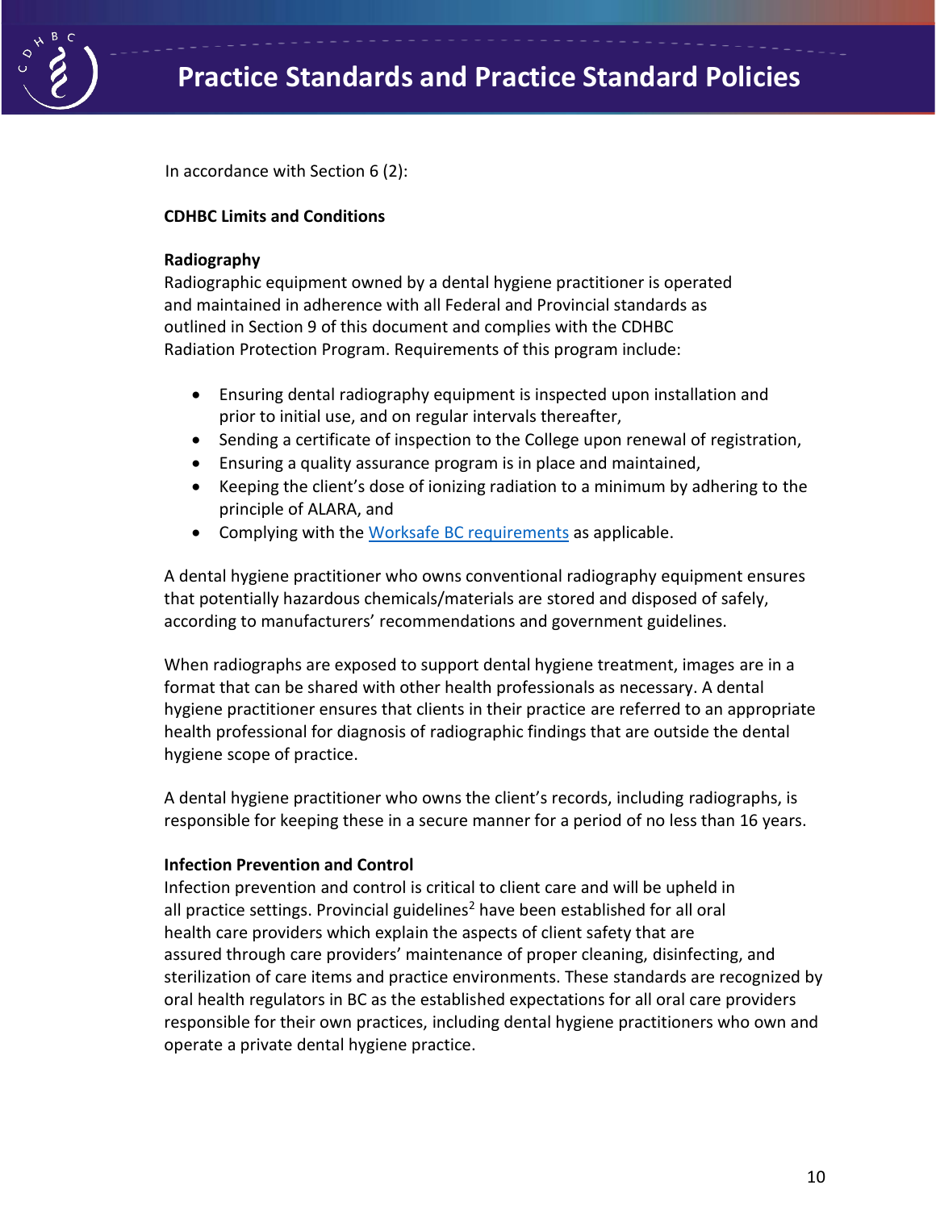In accordance with Section 6 (2):

**CDHBC Limits and Conditions**

**Radiography**

Radiographic equipment owned by a dental hygiene practitioner is operated and maintained in adherence with all Federal and Provincial standards as outlined in Section 9 of this document and complies with the CDHBC Radiation Protection Program. Requirements of this program include:

- Ensuring dental radiography equipment is inspected upon installation and prior to initial use, and on regular intervals thereafter,
- Sending a certificate of inspection to the College upon renewal of registration,
- Ensuring a quality assurance program is in place and maintained,
- Keeping the client's dose of ionizing radiation to a minimum by adhering to the principle of ALARA, and
- Complying with the Worksafe BC requirements as applicable.

A dental hygiene practitioner who owns conventional radiography equipment ensures that potentially hazardous chemicals/materials are stored and disposed of safely, according to manufacturers' recommendations and government guidelines.

When radiographs are exposed to support dental hygiene treatment, images are in a format that can be shared with other health professionals as necessary. A dental hygiene practitioner ensures that clients in their practice are referred to an appropriate health professional for diagnosis of radiographic findings that are outside the dental hygiene scope of practice.

A dental hygiene practitioner who owns the client's records, including radiographs, is responsible for keeping these in a secure manner for a period of no less than 16 years.

**Infection Prevention and Control**

Infection prevention and control is critical to client care and will be upheld in all practice settings. Provincial guidelines[2] have been established for all oral health care providers which explain the aspects of client safety that are assured through care providers' maintenance of proper cleaning, disinfecting, and sterilization of care items and practice environments. These standards are recognized by oral health regulators in BC as the established expectations for all oral care providers responsible for their own practices, including dental hygiene practitioners who own and operate a private dental hygiene practice.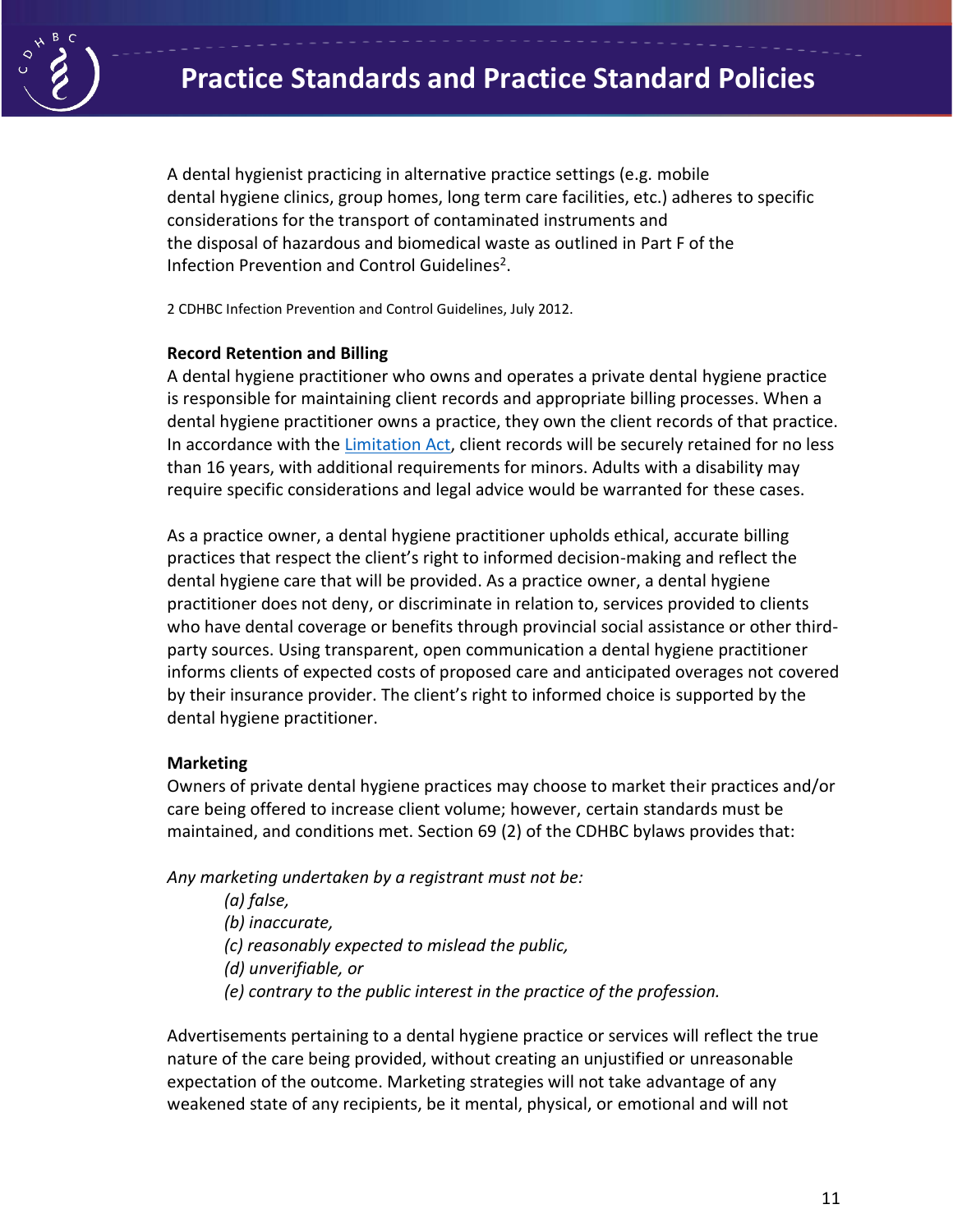A dental hygienist practicing in alternative practice settings (e.g. mobile dental hygiene clinics, group homes, long term care facilities, etc.) adheres to specific considerations for the transport of contaminated instruments and the disposal of hazardous and biomedical waste as outlined in Part F of the Infection Prevention and Control Guidelines[2].

2 CDHBC Infection Prevention and Control Guidelines, July 2012.

**Record Retention and Billing**

A dental hygiene practitioner who owns and operates a private dental hygiene practice is responsible for maintaining client records and appropriate billing processes. When a dental hygiene practitioner owns a practice, they own the client records of that practice. In accordance with the Limitation Act, client records will be securely retained for no less than 16 years, with additional requirements for minors. Adults with a disability may require specific considerations and legal advice would be warranted for these cases.

As a practice owner, a dental hygiene practitioner upholds ethical, accurate billing practices that respect the client's right to informed decision-making and reflect the dental hygiene care that will be provided. As a practice owner, a dental hygiene practitioner does not deny, or discriminate in relation to, services provided to clients who have dental coverage or benefits through provincial social assistance or other third-party sources. Using transparent, open communication a dental hygiene practitioner informs clients of expected costs of proposed care and anticipated overages not covered by their insurance provider. The client's right to informed choice is supported by the dental hygiene practitioner.

**Marketing**

Owners of private dental hygiene practices may choose to market their practices and/or care being offered to increase client volume; however, certain standards must be maintained, and conditions met. Section 69 (2) of the CDHBC bylaws provides that:

*Any marketing undertaken by a registrant must not be:*

*(a) false,*
*(b) inaccurate,*
*(c) reasonably expected to mislead the public,*
*(d) unverifiable, or*
*(e) contrary to the public interest in the practice of the profession.*

Advertisements pertaining to a dental hygiene practice or services will reflect the true nature of the care being provided, without creating an unjustified or unreasonable expectation of the outcome. Marketing strategies will not take advantage of any weakened state of any recipients, be it mental, physical, or emotional and will not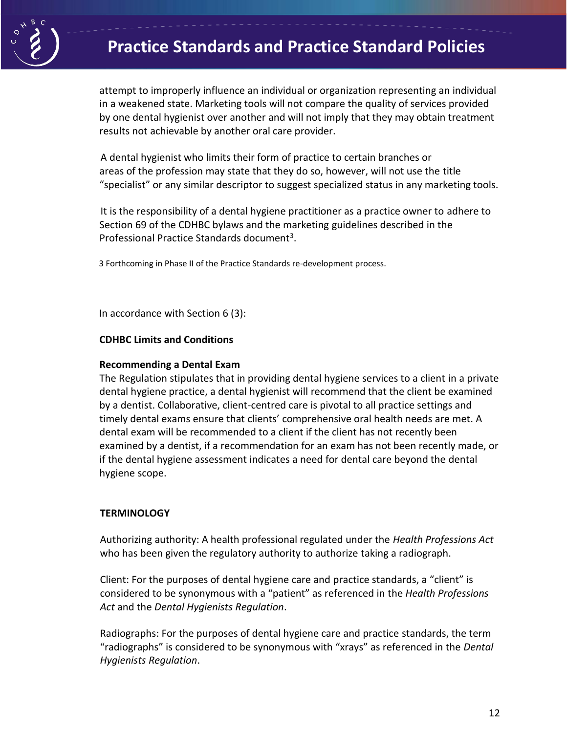attempt to improperly influence an individual or organization representing an individual in a weakened state. Marketing tools will not compare the quality of services provided by one dental hygienist over another and will not imply that they may obtain treatment results not achievable by another oral care provider.

A dental hygienist who limits their form of practice to certain branches or areas of the profession may state that they do so, however, will not use the title "specialist" or any similar descriptor to suggest specialized status in any marketing tools.

It is the responsibility of a dental hygiene practitioner as a practice owner to adhere to Section 69 of the CDHBC bylaws and the marketing guidelines described in the Professional Practice Standards document[3].

3 Forthcoming in Phase II of the Practice Standards re-development process.

In accordance with Section 6 (3):

**CDHBC Limits and Conditions**

**Recommending a Dental Exam**

The Regulation stipulates that in providing dental hygiene services to a client in a private dental hygiene practice, a dental hygienist will recommend that the client be examined by a dentist. Collaborative, client-centred care is pivotal to all practice settings and timely dental exams ensure that clients' comprehensive oral health needs are met. A dental exam will be recommended to a client if the client has not recently been examined by a dentist, if a recommendation for an exam has not been recently made, or if the dental hygiene assessment indicates a need for dental care beyond the dental hygiene scope.

**TERMINOLOGY**

Authorizing authority: A health professional regulated under the *Health Professions Act* who has been given the regulatory authority to authorize taking a radiograph.

Client: For the purposes of dental hygiene care and practice standards, a "client" is considered to be synonymous with a "patient" as referenced in the *Health Professions Act* and the *Dental Hygienists Regulation*.

Radiographs: For the purposes of dental hygiene care and practice standards, the term "radiographs" is considered to be synonymous with "xrays" as referenced in the *Dental Hygienists Regulation*.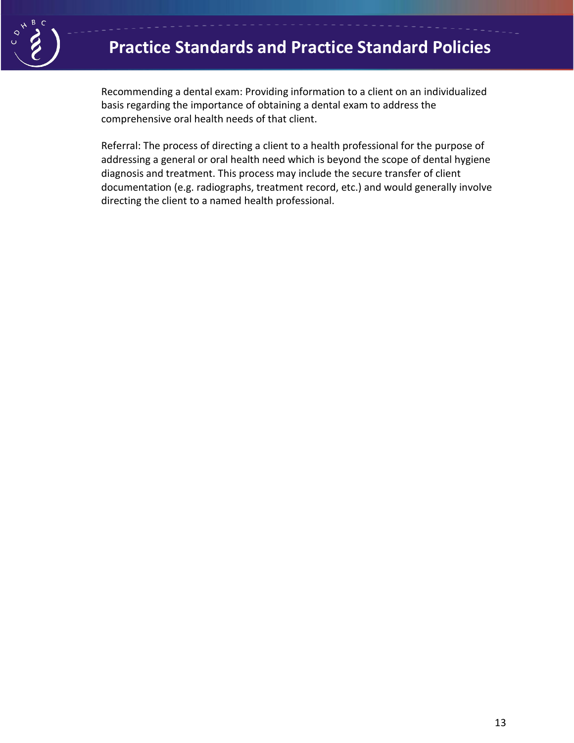Recommending a dental exam: Providing information to a client on an individualized basis regarding the importance of obtaining a dental exam to address the comprehensive oral health needs of that client.

Referral: The process of directing a client to a health professional for the purpose of addressing a general or oral health need which is beyond the scope of dental hygiene diagnosis and treatment. This process may include the secure transfer of client documentation (e.g. radiographs, treatment record, etc.) and would generally involve directing the client to a named health professional.